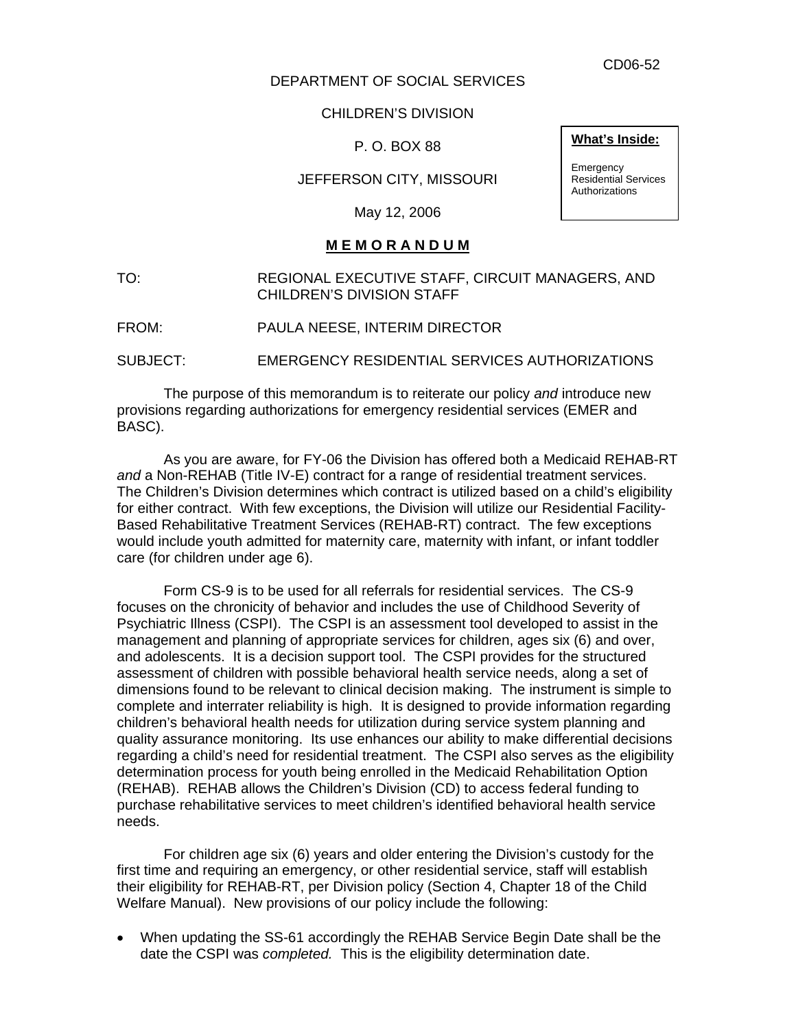CD06-52

DEPARTMENT OF SOCIAL SERVICES

CHILDREN'S DIVISION

P. O. BOX 88

JEFFERSON CITY, MISSOURI

May 12, 2006

**What's Inside:**

Emergency Residential Services Authorizations

**M E M O R A N D U M**

TO: REGIONAL EXECUTIVE STAFF, CIRCUIT MANAGERS, AND CHILDREN'S DIVISION STAFF

FROM: PAULA NEESE, INTERIM DIRECTOR

SUBJECT: EMERGENCY RESIDENTIAL SERVICES AUTHORIZATIONS

The purpose of this memorandum is to reiterate our policy *and* introduce new provisions regarding authorizations for emergency residential services (EMER and BASC).

As you are aware, for FY-06 the Division has offered both a Medicaid REHAB-RT *and* a Non-REHAB (Title IV-E) contract for a range of residential treatment services. The Children's Division determines which contract is utilized based on a child's eligibility for either contract. With few exceptions, the Division will utilize our Residential Facility-Based Rehabilitative Treatment Services (REHAB-RT) contract. The few exceptions would include youth admitted for maternity care, maternity with infant, or infant toddler care (for children under age 6).

Form CS-9 is to be used for all referrals for residential services. The CS-9 focuses on the chronicity of behavior and includes the use of Childhood Severity of Psychiatric Illness (CSPI). The CSPI is an assessment tool developed to assist in the management and planning of appropriate services for children, ages six (6) and over, and adolescents. It is a decision support tool. The CSPI provides for the structured assessment of children with possible behavioral health service needs, along a set of dimensions found to be relevant to clinical decision making. The instrument is simple to complete and interrater reliability is high. It is designed to provide information regarding children's behavioral health needs for utilization during service system planning and quality assurance monitoring. Its use enhances our ability to make differential decisions regarding a child's need for residential treatment. The CSPI also serves as the eligibility determination process for youth being enrolled in the Medicaid Rehabilitation Option (REHAB). REHAB allows the Children's Division (CD) to access federal funding to purchase rehabilitative services to meet children's identified behavioral health service needs.

For children age six (6) years and older entering the Division's custody for the first time and requiring an emergency, or other residential service, staff will establish their eligibility for REHAB-RT, per Division policy (Section 4, Chapter 18 of the Child Welfare Manual). New provisions of our policy include the following:

- When updating the SS-61 accordingly the REHAB Service Begin Date shall be the date the CSPI was *completed.* This is the eligibility determination date.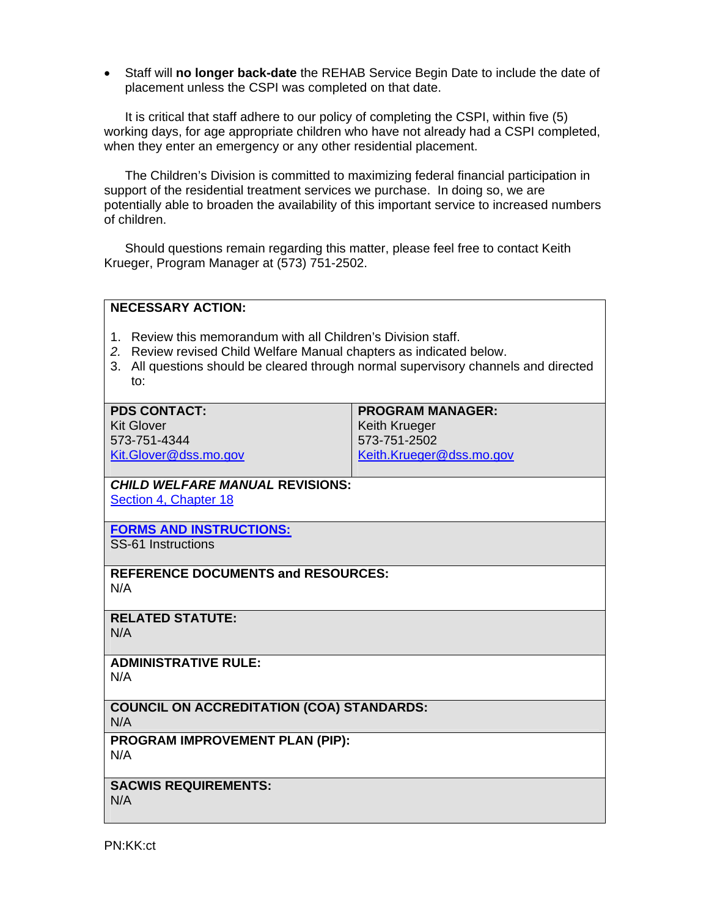- Staff will **no longer back-date** the REHAB Service Begin Date to include the date of placement unless the CSPI was completed on that date.

It is critical that staff adhere to our policy of completing the CSPI, within five (5) working days, for age appropriate children who have not already had a CSPI completed, when they enter an emergency or any other residential placement.

The Children's Division is committed to maximizing federal financial participation in support of the residential treatment services we purchase. In doing so, we are potentially able to broaden the availability of this important service to increased numbers of children.

Should questions remain regarding this matter, please feel free to contact Keith Krueger, Program Manager at (573) 751-2502.

**NECESSARY ACTION:**

1. Review this memorandum with all Children's Division staff.
2. Review revised Child Welfare Manual chapters as indicated below.
3. All questions should be cleared through normal supervisory channels and directed to:

| **PDS CONTACT:** | **PROGRAM MANAGER:** |
|---|---|
| Kit Glover<br>573-751-4344<br>Kit.Glover@dss.mo.gov | Keith Krueger<br>573-751-2502<br>Keith.Krueger@dss.mo.gov |

***CHILD WELFARE MANUAL* REVISIONS:**
Section 4, Chapter 18

**FORMS AND INSTRUCTIONS:**
SS-61 Instructions

**REFERENCE DOCUMENTS and RESOURCES:**
N/A

**RELATED STATUTE:**
N/A

**ADMINISTRATIVE RULE:**
N/A

**COUNCIL ON ACCREDITATION (COA) STANDARDS:**
N/A

**PROGRAM IMPROVEMENT PLAN (PIP):**
N/A

**SACWIS REQUIREMENTS:**
N/A

PN:KK:ct